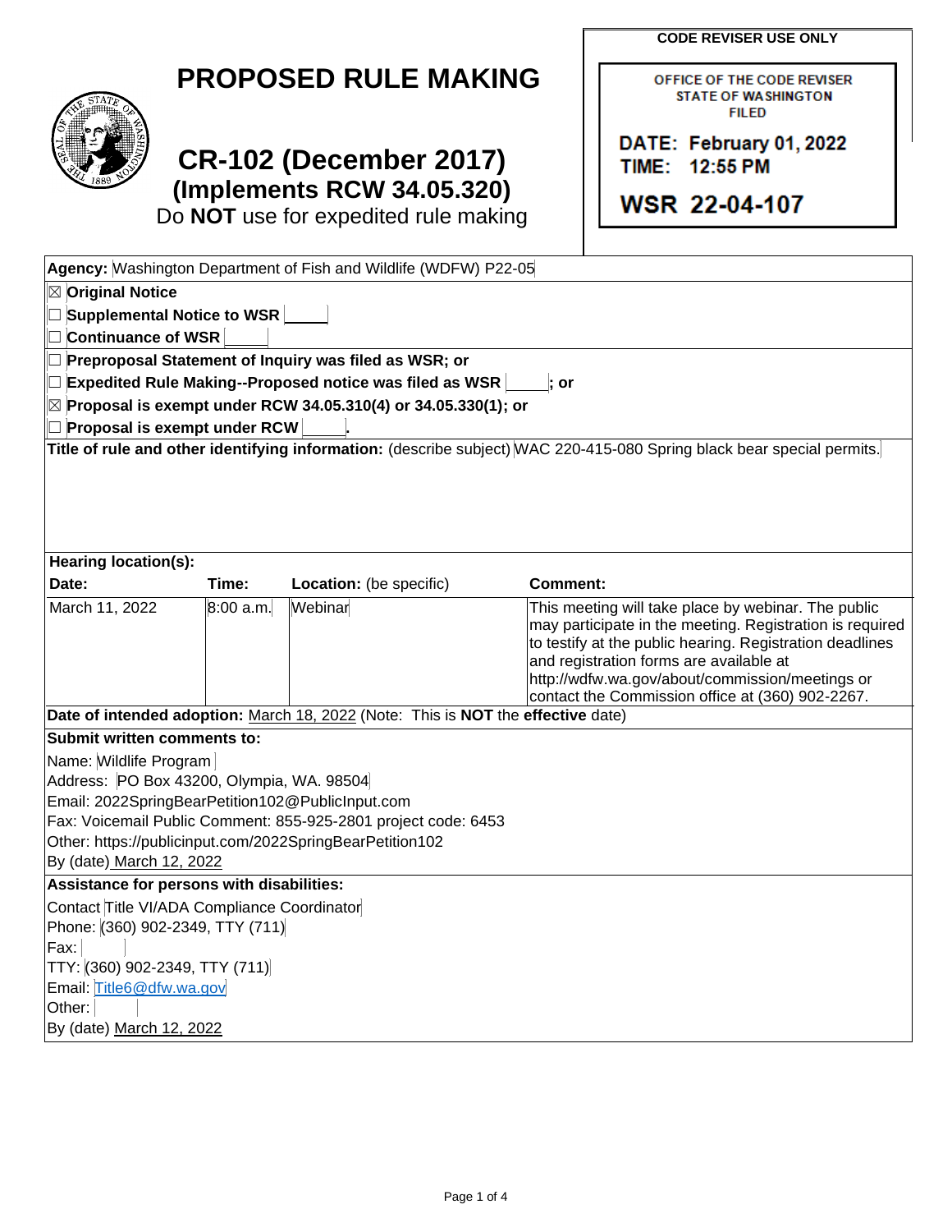# PROPOSED RULE MAKING

## CR-102 (December 2017)
### (Implements RCW 34.05.320)

Do **NOT** use for expedited rule making

**CODE REVISER USE ONLY**

OFFICE OF THE CODE REVISER
STATE OF WASHINGTON
FILED

DATE: February 01, 2022
TIME: 12:55 PM

WSR 22-04-107

**Agency:** Washington Department of Fish and Wildlife (WDFW) P22-05

☒ **Original Notice**

☐ **Supplemental Notice to WSR** ____

☐ **Continuance of WSR** ____

☐ **Preproposal Statement of Inquiry was filed as WSR; or**

☐ **Expedited Rule Making--Proposed notice was filed as WSR** ____ **; or**

☒ **Proposal is exempt under RCW 34.05.310(4) or 34.05.330(1); or**

☐ **Proposal is exempt under RCW** ____.

**Title of rule and other identifying information:** (describe subject) WAC 220-415-080 Spring black bear special permits.

**Hearing location(s):**

| Date: | Time: | Location: (be specific) | Comment: |
|---|---|---|---|
| March 11, 2022 | 8:00 a.m. | Webinar | This meeting will take place by webinar. The public may participate in the meeting. Registration is required to testify at the public hearing. Registration deadlines and registration forms are available at http://wdfw.wa.gov/about/commission/meetings or contact the Commission office at (360) 902-2267. |

**Date of intended adoption:** March 18, 2022 (Note: This is **NOT** the **effective** date)

**Submit written comments to:**

Name: Wildlife Program

Address: PO Box 43200, Olympia, WA. 98504

Email: 2022SpringBearPetition102@PublicInput.com

Fax: Voicemail Public Comment: 855-925-2801 project code: 6453

Other: https://publicinput.com/2022SpringBearPetition102

By (date) March 12, 2022

**Assistance for persons with disabilities:**

Contact Title VI/ADA Compliance Coordinator

Phone: (360) 902-2349, TTY (711)

Fax:

TTY: (360) 902-2349, TTY (711)

Email: Title6@dfw.wa.gov

Other:

By (date) March 12, 2022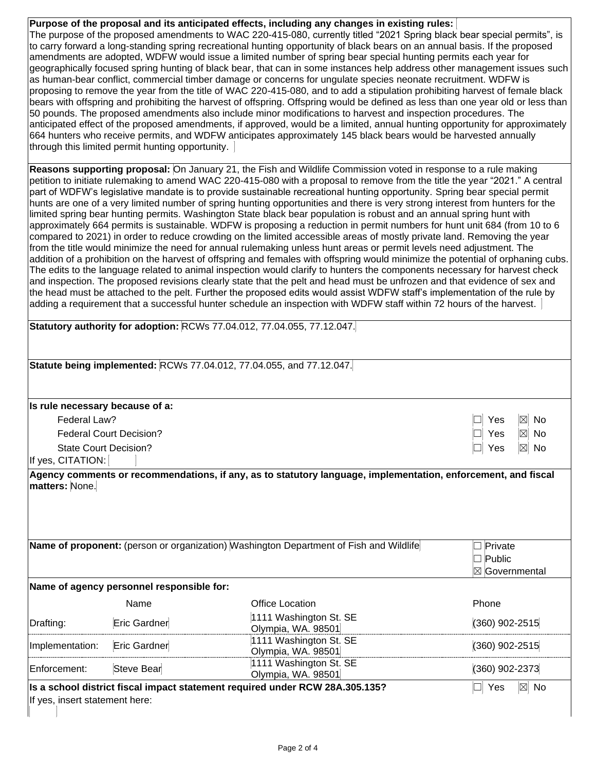**Purpose of the proposal and its anticipated effects, including any changes in existing rules:** The purpose of the proposed amendments to WAC 220-415-080, currently titled "2021 Spring black bear special permits", is to carry forward a long-standing spring recreational hunting opportunity of black bears on an annual basis. If the proposed amendments are adopted, WDFW would issue a limited number of spring bear special hunting permits each year for geographically focused spring hunting of black bear, that can in some instances help address other management issues such as human-bear conflict, commercial timber damage or concerns for ungulate species neonate recruitment. WDFW is proposing to remove the year from the title of WAC 220-415-080, and to add a stipulation prohibiting harvest of female black bears with offspring and prohibiting the harvest of offspring. Offspring would be defined as less than one year old or less than 50 pounds. The proposed amendments also include minor modifications to harvest and inspection procedures. The anticipated effect of the proposed amendments, if approved, would be a limited, annual hunting opportunity for approximately 664 hunters who receive permits, and WDFW anticipates approximately 145 black bears would be harvested annually through this limited permit hunting opportunity.

**Reasons supporting proposal:** On January 21, the Fish and Wildlife Commission voted in response to a rule making petition to initiate rulemaking to amend WAC 220-415-080 with a proposal to remove from the title the year "2021." A central part of WDFW's legislative mandate is to provide sustainable recreational hunting opportunity. Spring bear special permit hunts are one of a very limited number of spring hunting opportunities and there is very strong interest from hunters for the limited spring bear hunting permits. Washington State black bear population is robust and an annual spring hunt with approximately 664 permits is sustainable. WDFW is proposing a reduction in permit numbers for hunt unit 684 (from 10 to 6 compared to 2021) in order to reduce crowding on the limited accessible areas of mostly private land. Removing the year from the title would minimize the need for annual rulemaking unless hunt areas or permit levels need adjustment. The addition of a prohibition on the harvest of offspring and females with offspring would minimize the potential of orphaning cubs. The edits to the language related to animal inspection would clarify to hunters the components necessary for harvest check and inspection. The proposed revisions clearly state that the pelt and head must be unfrozen and that evidence of sex and the head must be attached to the pelt. Further the proposed edits would assist WDFW staff's implementation of the rule by adding a requirement that a successful hunter schedule an inspection with WDFW staff within 72 hours of the harvest.

**Statutory authority for adoption:** RCWs 77.04.012, 77.04.055, 77.12.047.

**Statute being implemented:** RCWs 77.04.012, 77.04.055, and 77.12.047.

**Is rule necessary because of a:**

| | |
|---|---|
| Federal Law? | ☐ Yes ☒ No |
| Federal Court Decision? | ☐ Yes ☒ No |
| State Court Decision? | ☐ Yes ☒ No |

If yes, CITATION:

**Agency comments or recommendations, if any, as to statutory language, implementation, enforcement, and fiscal matters:** None.

**Name of proponent:** (person or organization) Washington Department of Fish and Wildlife

☐ Private
☐ Public
☒ Governmental

**Name of agency personnel responsible for:**

| | Name | Office Location | Phone |
|---|---|---|---|
| Drafting: | Eric Gardner | 1111 Washington St. SE Olympia, WA. 98501 | (360) 902-2515 |
| Implementation: | Eric Gardner | 1111 Washington St. SE Olympia, WA. 98501 | (360) 902-2515 |
| Enforcement: | Steve Bear | 1111 Washington St. SE Olympia, WA. 98501 | (360) 902-2373 |

**Is a school district fiscal impact statement required under RCW 28A.305.135?** ☐ Yes ☒ No

If yes, insert statement here: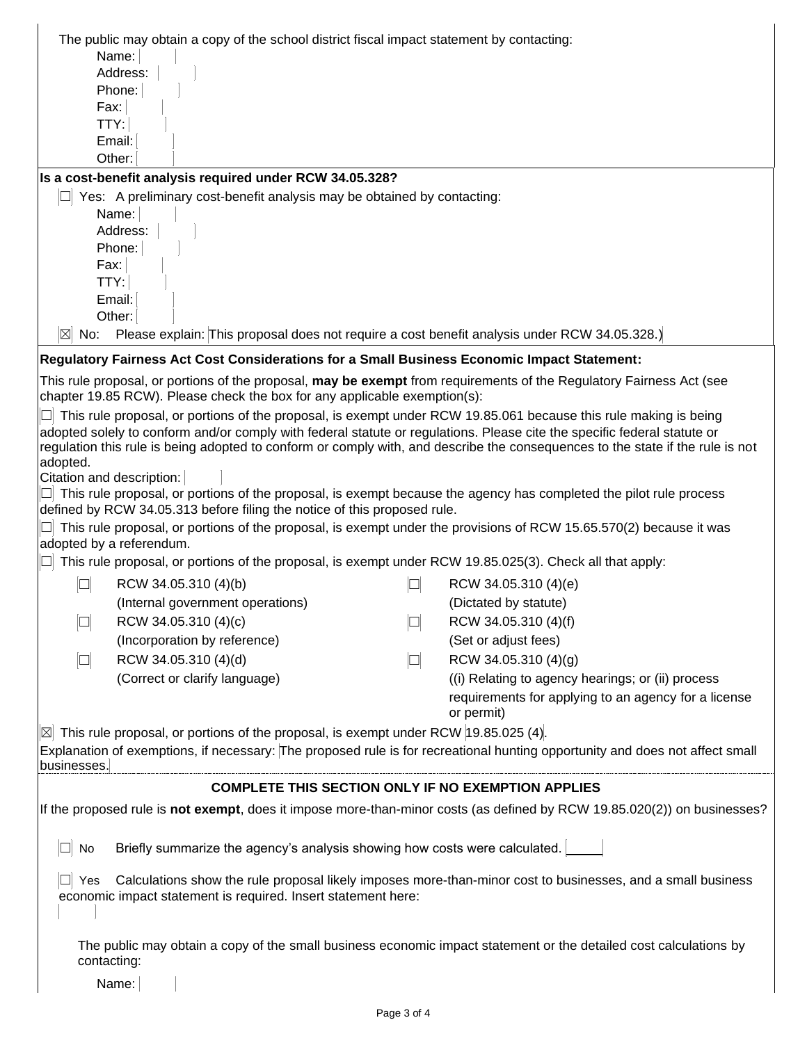The public may obtain a copy of the school district fiscal impact statement by contacting:

Name:
Address:
Phone:
Fax:
TTY:
Email:
Other:

**Is a cost-benefit analysis required under RCW 34.05.328?**

☐ Yes: A preliminary cost-benefit analysis may be obtained by contacting:

Name:
Address:
Phone:
Fax:
TTY:
Email:
Other:

☒ No: Please explain: This proposal does not require a cost benefit analysis under RCW 34.05.328.)

**Regulatory Fairness Act Cost Considerations for a Small Business Economic Impact Statement:**

This rule proposal, or portions of the proposal, **may be exempt** from requirements of the Regulatory Fairness Act (see chapter 19.85 RCW). Please check the box for any applicable exemption(s):

☐ This rule proposal, or portions of the proposal, is exempt under RCW 19.85.061 because this rule making is being adopted solely to conform and/or comply with federal statute or regulations. Please cite the specific federal statute or regulation this rule is being adopted to conform or comply with, and describe the consequences to the state if the rule is not adopted.

Citation and description:

☐ This rule proposal, or portions of the proposal, is exempt because the agency has completed the pilot rule process defined by RCW 34.05.313 before filing the notice of this proposed rule.

☐ This rule proposal, or portions of the proposal, is exempt under the provisions of RCW 15.65.570(2) because it was adopted by a referendum.

☐ This rule proposal, or portions of the proposal, is exempt under RCW 19.85.025(3). Check all that apply:

| | | | |
|---|---|---|---|
| ☐ | RCW 34.05.310 (4)(b) (Internal government operations) | ☐ | RCW 34.05.310 (4)(e) (Dictated by statute) |
| ☐ | RCW 34.05.310 (4)(c) (Incorporation by reference) | ☐ | RCW 34.05.310 (4)(f) (Set or adjust fees) |
| ☐ | RCW 34.05.310 (4)(d) (Correct or clarify language) | ☐ | RCW 34.05.310 (4)(g) ((i) Relating to agency hearings; or (ii) process requirements for applying to an agency for a license or permit) |

☒ This rule proposal, or portions of the proposal, is exempt under RCW 19.85.025 (4).

Explanation of exemptions, if necessary: The proposed rule is for recreational hunting opportunity and does not affect small businesses.

**COMPLETE THIS SECTION ONLY IF NO EXEMPTION APPLIES**

If the proposed rule is **not exempt**, does it impose more-than-minor costs (as defined by RCW 19.85.020(2)) on businesses?

☐ No Briefly summarize the agency's analysis showing how costs were calculated.

☐ Yes Calculations show the rule proposal likely imposes more-than-minor cost to businesses, and a small business economic impact statement is required. Insert statement here:

The public may obtain a copy of the small business economic impact statement or the detailed cost calculations by contacting:

Name: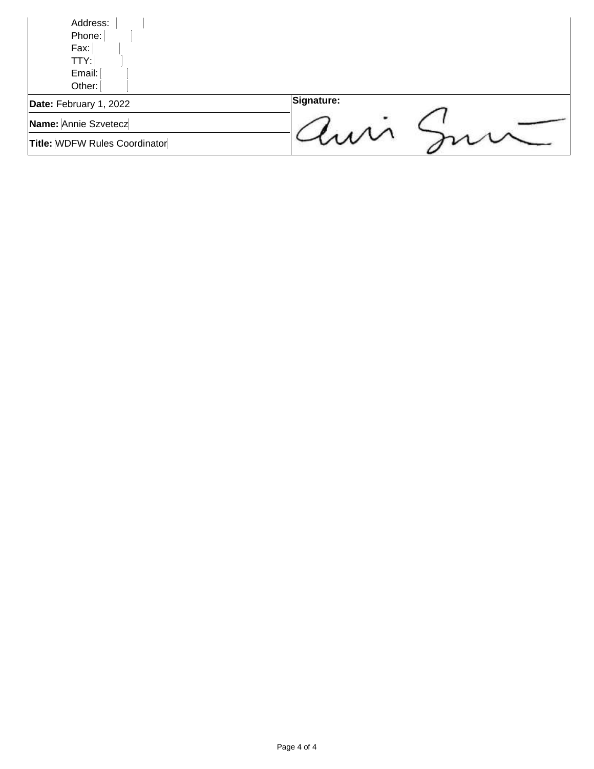Address:
Phone:
Fax:
TTY:
Email:
Other:

| | |
|---|---|
| **Date:** February 1, 2022 | **Signature:** |
| **Name:** Annie Szvetecz | |
| **Title:** WDFW Rules Coordinator | |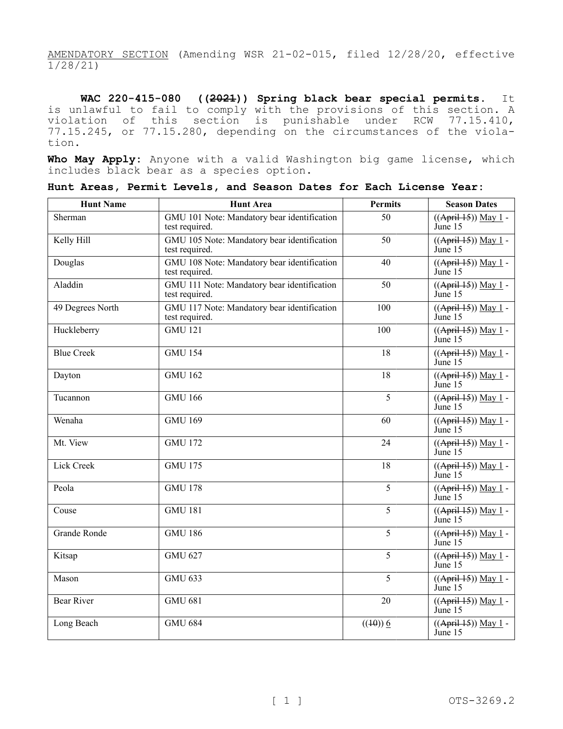AMENDATORY SECTION (Amending WSR 21-02-015, filed 12/28/20, effective 1/28/21)

**WAC 220-415-080 ((~~2021~~)) Spring black bear special permits.** It is unlawful to fail to comply with the provisions of this section. A violation of this section is punishable under RCW 77.15.410, 77.15.245, or 77.15.280, depending on the circumstances of the violation.

**Who May Apply:** Anyone with a valid Washington big game license, which includes black bear as a species option.

**Hunt Areas, Permit Levels, and Season Dates for Each License Year:**

| Hunt Name | Hunt Area | Permits | Season Dates |
|---|---|---|---|
| Sherman | GMU 101 Note: Mandatory bear identification test required. | 50 | ((~~April 15~~)) <u>May 1</u> - June 15 |
| Kelly Hill | GMU 105 Note: Mandatory bear identification test required. | 50 | ((~~April 15~~)) <u>May 1</u> - June 15 |
| Douglas | GMU 108 Note: Mandatory bear identification test required. | 40 | ((~~April 15~~)) <u>May 1</u> - June 15 |
| Aladdin | GMU 111 Note: Mandatory bear identification test required. | 50 | ((~~April 15~~)) <u>May 1</u> - June 15 |
| 49 Degrees North | GMU 117 Note: Mandatory bear identification test required. | 100 | ((~~April 15~~)) <u>May 1</u> - June 15 |
| Huckleberry | GMU 121 | 100 | ((~~April 15~~)) <u>May 1</u> - June 15 |
| Blue Creek | GMU 154 | 18 | ((~~April 15~~)) <u>May 1</u> - June 15 |
| Dayton | GMU 162 | 18 | ((~~April 15~~)) <u>May 1</u> - June 15 |
| Tucannon | GMU 166 | 5 | ((~~April 15~~)) <u>May 1</u> - June 15 |
| Wenaha | GMU 169 | 60 | ((~~April 15~~)) <u>May 1</u> - June 15 |
| Mt. View | GMU 172 | 24 | ((~~April 15~~)) <u>May 1</u> - June 15 |
| Lick Creek | GMU 175 | 18 | ((~~April 15~~)) <u>May 1</u> - June 15 |
| Peola | GMU 178 | 5 | ((~~April 15~~)) <u>May 1</u> - June 15 |
| Couse | GMU 181 | 5 | ((~~April 15~~)) <u>May 1</u> - June 15 |
| Grande Ronde | GMU 186 | 5 | ((~~April 15~~)) <u>May 1</u> - June 15 |
| Kitsap | GMU 627 | 5 | ((~~April 15~~)) <u>May 1</u> - June 15 |
| Mason | GMU 633 | 5 | ((~~April 15~~)) <u>May 1</u> - June 15 |
| Bear River | GMU 681 | 20 | ((~~April 15~~)) <u>May 1</u> - June 15 |
| Long Beach | GMU 684 | ((~~10~~)) <u>6</u> | ((~~April 15~~)) <u>May 1</u> - June 15 |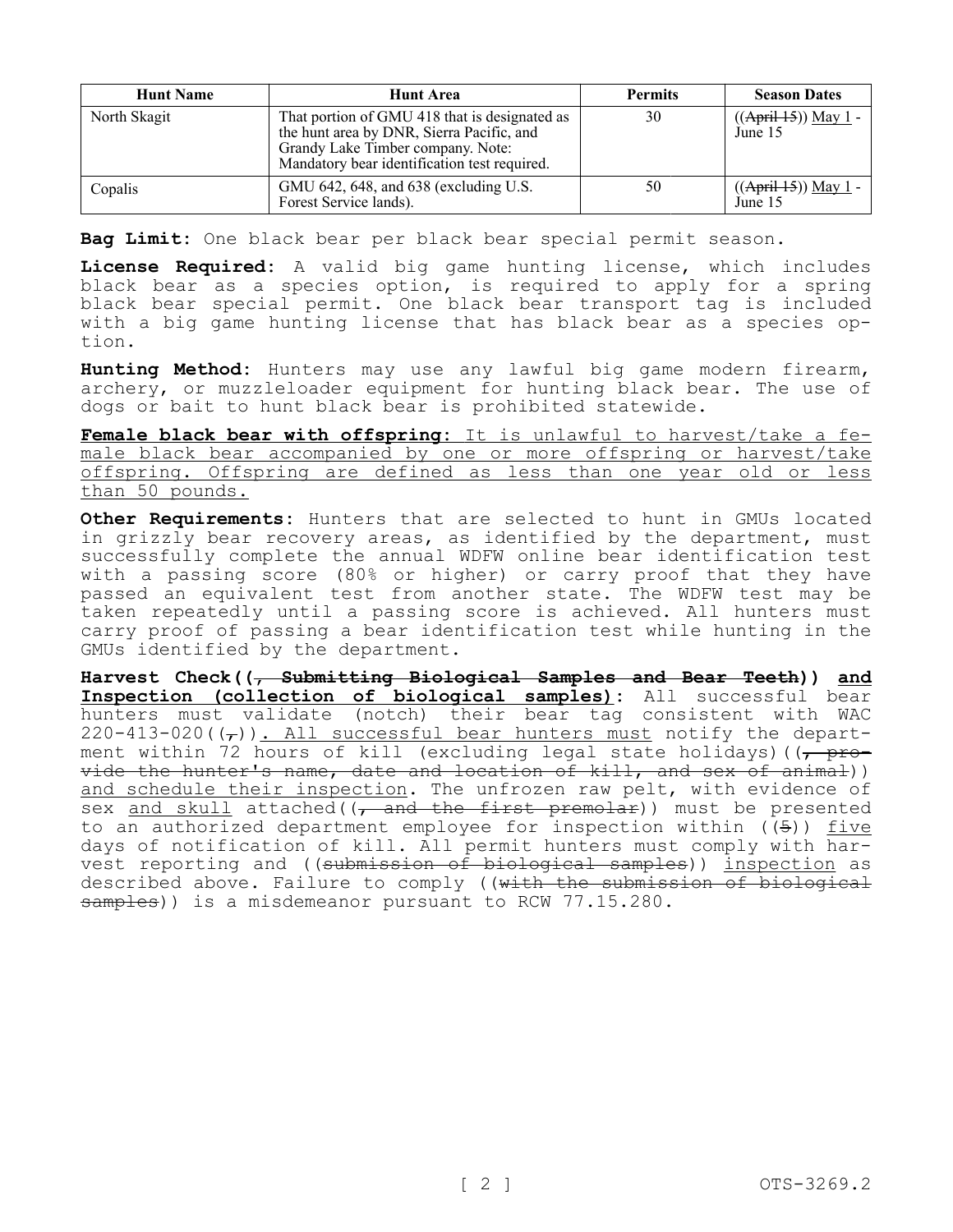| Hunt Name | Hunt Area | Permits | Season Dates |
| --- | --- | --- | --- |
| North Skagit | That portion of GMU 418 that is designated as the hunt area by DNR, Sierra Pacific, and Grandy Lake Timber company. Note: Mandatory bear identification test required. | 30 | ((~~April 15~~)) <u>May 1</u> - June 15 |
| Copalis | GMU 642, 648, and 638 (excluding U.S. Forest Service lands). | 50 | ((~~April 15~~)) <u>May 1</u> - June 15 |

**Bag Limit:** One black bear per black bear special permit season.

**License Required:** A valid big game hunting license, which includes black bear as a species option, is required to apply for a spring black bear special permit. One black bear transport tag is included with a big game hunting license that has black bear as a species option.

**Hunting Method:** Hunters may use any lawful big game modern firearm, archery, or muzzleloader equipment for hunting black bear. The use of dogs or bait to hunt black bear is prohibited statewide.

<u>**Female black bear with offspring:** It is unlawful to harvest/take a female black bear accompanied by one or more offspring or harvest/take offspring. Offspring are defined as less than one year old or less than 50 pounds.</u>

**Other Requirements:** Hunters that are selected to hunt in GMUs located in grizzly bear recovery areas, as identified by the department, must successfully complete the annual WDFW online bear identification test with a passing score (80% or higher) or carry proof that they have passed an equivalent test from another state. The WDFW test may be taken repeatedly until a passing score is achieved. All hunters must carry proof of passing a bear identification test while hunting in the GMUs identified by the department.

**Harvest Check((~~, Submitting Biological Samples and Bear Teeth~~)) <u>and Inspection (collection of biological samples)</u>:** All successful bear hunters must validate (notch) their bear tag consistent with WAC 220-413-020((~~,~~))<u>. All successful bear hunters must</u> notify the department within 72 hours of kill (excluding legal state holidays)((~~, provide the hunter's name, date and location of kill, and sex of animal~~)) <u>and schedule their inspection</u>. The unfrozen raw pelt, with evidence of sex <u>and skull</u> attached((~~, and the first premolar~~)) must be presented to an authorized department employee for inspection within ((~~5~~)) <u>five</u> days of notification of kill. All permit hunters must comply with harvest reporting and ((~~submission of biological samples~~)) <u>inspection</u> as described above. Failure to comply ((~~with the submission of biological samples~~)) is a misdemeanor pursuant to RCW 77.15.280.